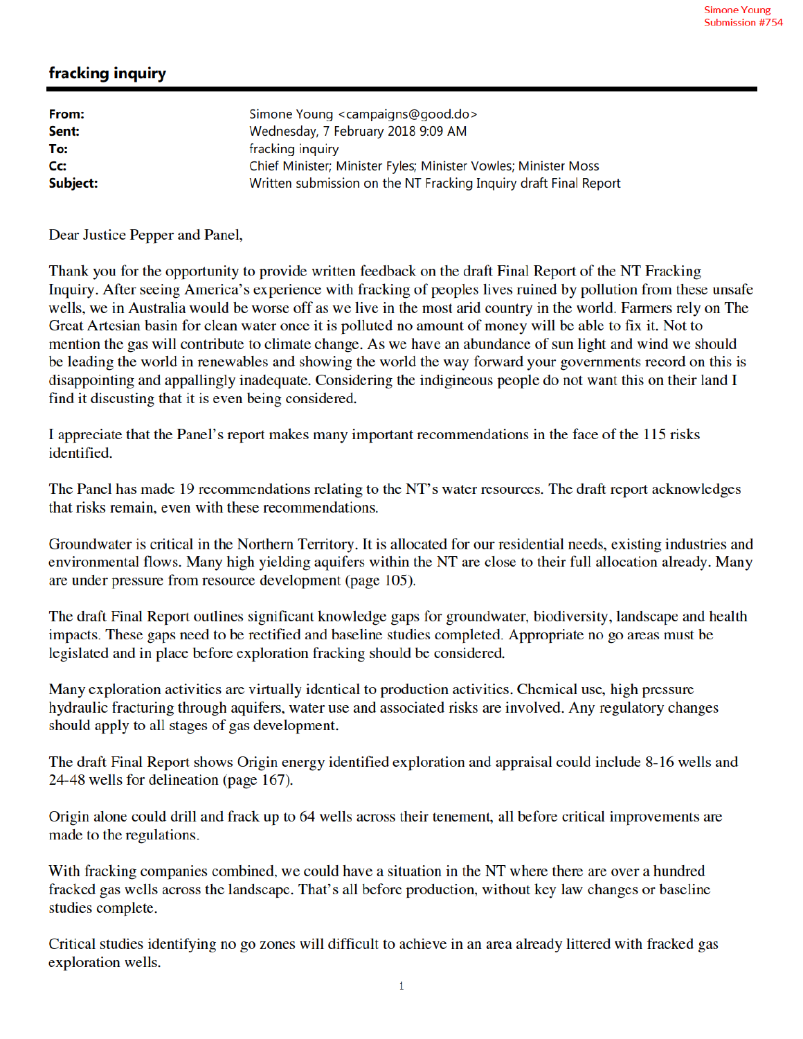Simone Young
Submission #754

# fracking inquiry

| | |
|---|---|
| **From:** | Simone Young <campaigns@good.do> |
| **Sent:** | Wednesday, 7 February 2018 9:09 AM |
| **To:** | fracking inquiry |
| **Cc:** | Chief Minister; Minister Fyles; Minister Vowles; Minister Moss |
| **Subject:** | Written submission on the NT Fracking Inquiry draft Final Report |

Dear Justice Pepper and Panel,

Thank you for the opportunity to provide written feedback on the draft Final Report of the NT Fracking Inquiry. After seeing America's experience with fracking of peoples lives ruined by pollution from these unsafe wells, we in Australia would be worse off as we live in the most arid country in the world. Farmers rely on The Great Artesian basin for clean water once it is polluted no amount of money will be able to fix it. Not to mention the gas will contribute to climate change. As we have an abundance of sun light and wind we should be leading the world in renewables and showing the world the way forward your governments record on this is disappointing and appallingly inadequate. Considering the indigineous people do not want this on their land I find it discusting that it is even being considered.

I appreciate that the Panel's report makes many important recommendations in the face of the 115 risks identified.

The Panel has made 19 recommendations relating to the NT's water resources. The draft report acknowledges that risks remain, even with these recommendations.

Groundwater is critical in the Northern Territory. It is allocated for our residential needs, existing industries and environmental flows. Many high yielding aquifers within the NT are close to their full allocation already. Many are under pressure from resource development (page 105).

The draft Final Report outlines significant knowledge gaps for groundwater, biodiversity, landscape and health impacts. These gaps need to be rectified and baseline studies completed. Appropriate no go areas must be legislated and in place before exploration fracking should be considered.

Many exploration activities are virtually identical to production activities. Chemical use, high pressure hydraulic fracturing through aquifers, water use and associated risks are involved. Any regulatory changes should apply to all stages of gas development.

The draft Final Report shows Origin energy identified exploration and appraisal could include 8-16 wells and 24-48 wells for delineation (page 167).

Origin alone could drill and frack up to 64 wells across their tenement, all before critical improvements are made to the regulations.

With fracking companies combined, we could have a situation in the NT where there are over a hundred fracked gas wells across the landscape. That's all before production, without key law changes or baseline studies complete.

Critical studies identifying no go zones will difficult to achieve in an area already littered with fracked gas exploration wells.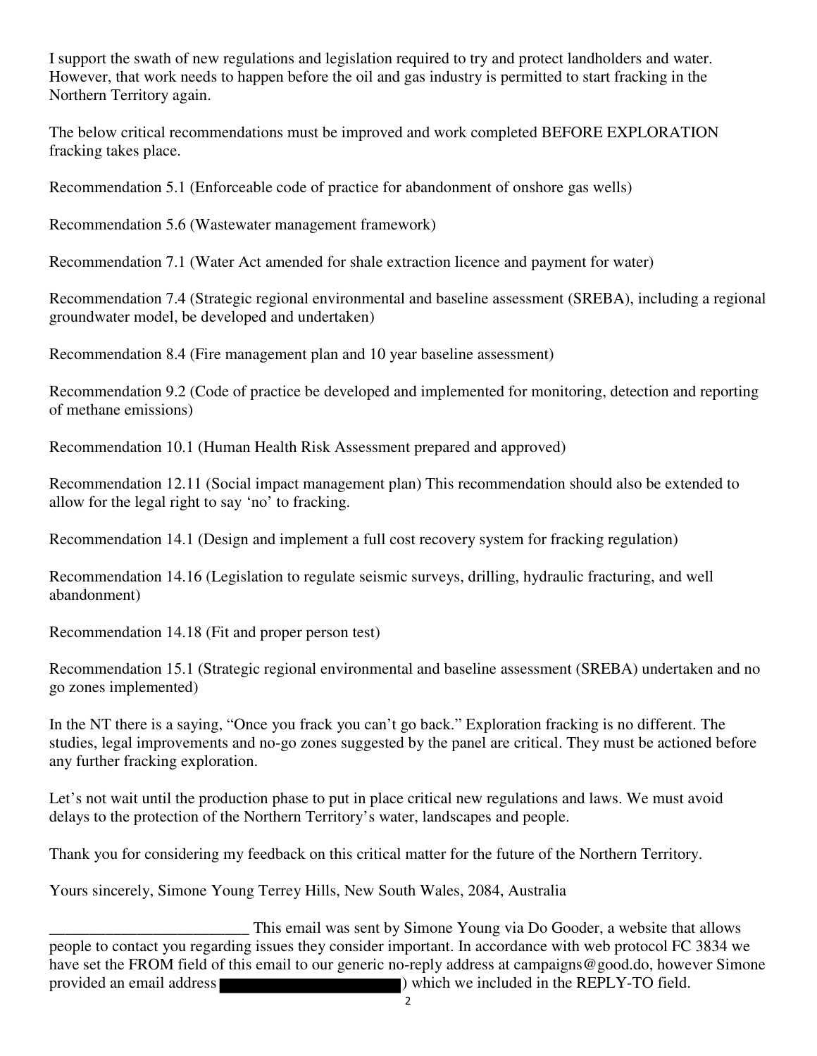I support the swath of new regulations and legislation required to try and protect landholders and water. However, that work needs to happen before the oil and gas industry is permitted to start fracking in the Northern Territory again.

The below critical recommendations must be improved and work completed BEFORE EXPLORATION fracking takes place.

Recommendation 5.1 (Enforceable code of practice for abandonment of onshore gas wells)

Recommendation 5.6 (Wastewater management framework)

Recommendation 7.1 (Water Act amended for shale extraction licence and payment for water)

Recommendation 7.4 (Strategic regional environmental and baseline assessment (SREBA), including a regional groundwater model, be developed and undertaken)

Recommendation 8.4 (Fire management plan and 10 year baseline assessment)

Recommendation 9.2 (Code of practice be developed and implemented for monitoring, detection and reporting of methane emissions)

Recommendation 10.1 (Human Health Risk Assessment prepared and approved)

Recommendation 12.11 (Social impact management plan) This recommendation should also be extended to allow for the legal right to say 'no' to fracking.

Recommendation 14.1 (Design and implement a full cost recovery system for fracking regulation)

Recommendation 14.16 (Legislation to regulate seismic surveys, drilling, hydraulic fracturing, and well abandonment)

Recommendation 14.18 (Fit and proper person test)

Recommendation 15.1 (Strategic regional environmental and baseline assessment (SREBA) undertaken and no go zones implemented)

In the NT there is a saying, "Once you frack you can't go back." Exploration fracking is no different. The studies, legal improvements and no-go zones suggested by the panel are critical. They must be actioned before any further fracking exploration.

Let's not wait until the production phase to put in place critical new regulations and laws. We must avoid delays to the protection of the Northern Territory's water, landscapes and people.

Thank you for considering my feedback on this critical matter for the future of the Northern Territory.

Yours sincerely, Simone Young Terrey Hills, New South Wales, 2084, Australia

_________________________ This email was sent by Simone Young via Do Gooder, a website that allows people to contact you regarding issues they consider important. In accordance with web protocol FC 3834 we have set the FROM field of this email to our generic no-reply address at campaigns@good.do, however Simone provided an email address [REDACTED]) which we included in the REPLY-TO field.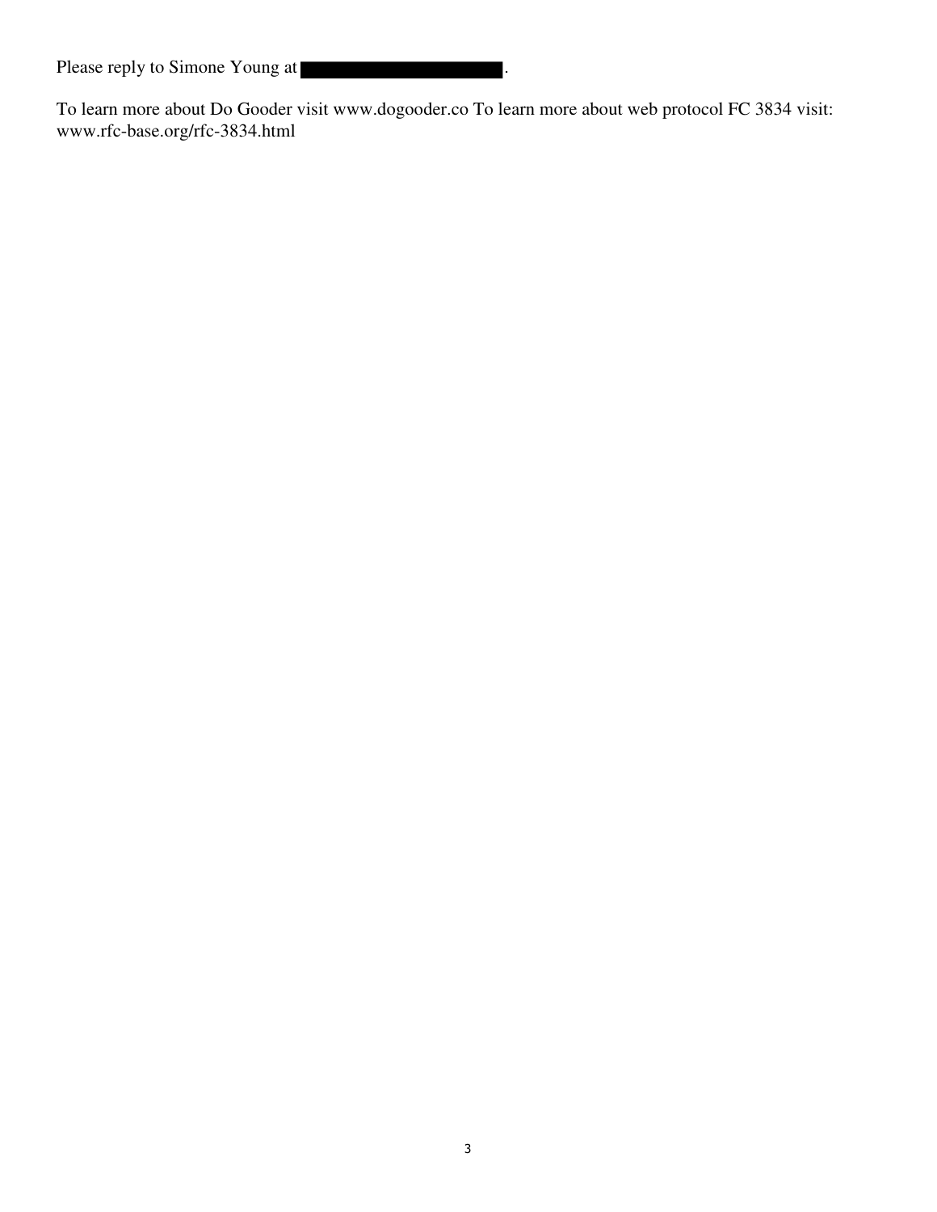Please reply to Simone Young at [REDACTED].

To learn more about Do Gooder visit www.dogooder.co To learn more about web protocol FC 3834 visit: www.rfc-base.org/rfc-3834.html